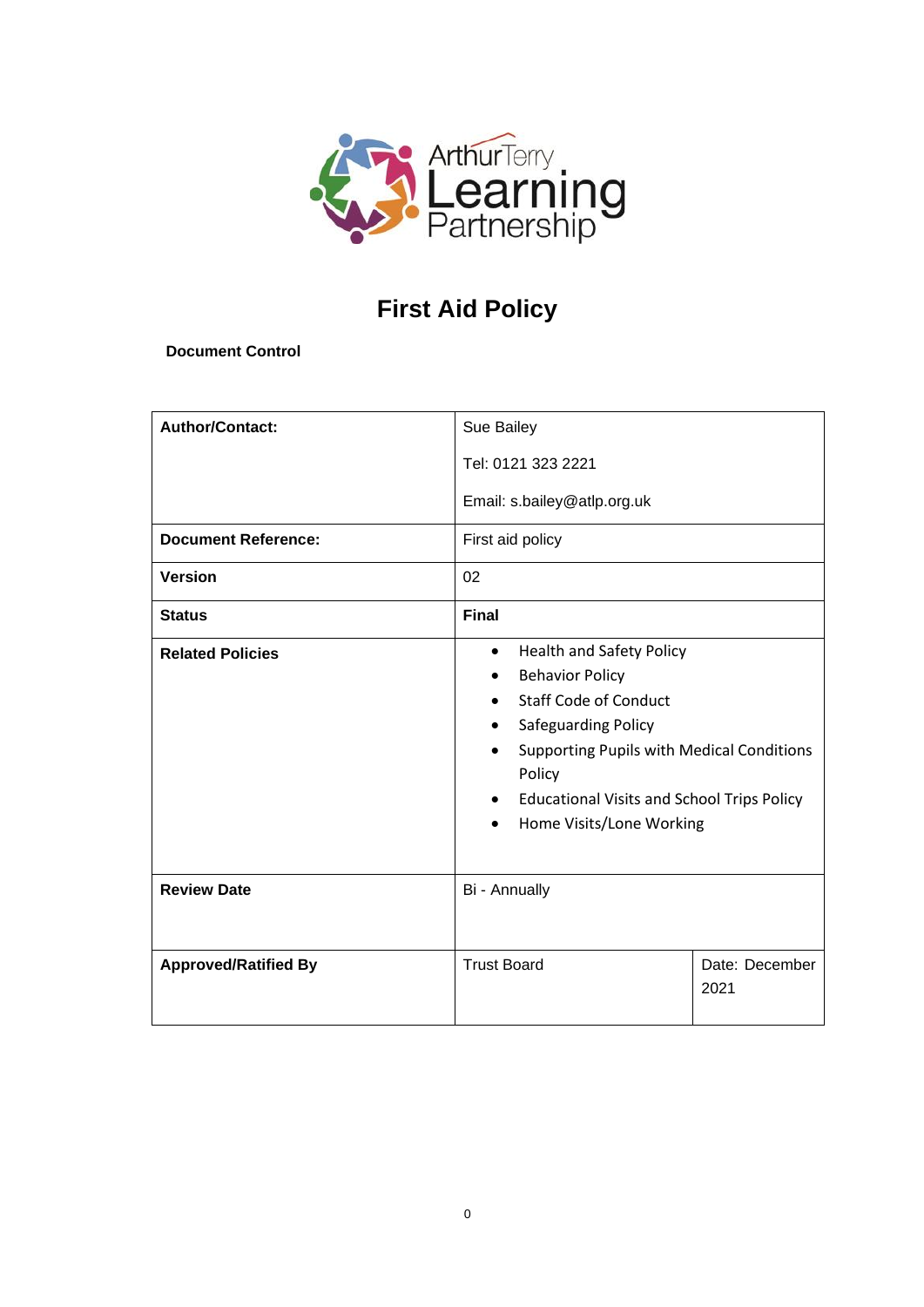# First Aid Policy

**Document Control**

| **Author/Contact:** | Sue Bailey<br><br>Tel: 0121 323 2221<br><br>Email: s.bailey@atlp.org.uk | |
|---|---|---|
| **Document Reference:** | First aid policy | |
| **Version** | 02 | |
| **Status** | **Final** | |
| **Related Policies** | • Health and Safety Policy<br>• Behavior Policy<br>• Staff Code of Conduct<br>• Safeguarding Policy<br>• Supporting Pupils with Medical Conditions Policy<br>• Educational Visits and School Trips Policy<br>• Home Visits/Lone Working | |
| **Review Date** | Bi - Annually | |
| **Approved/Ratified By** | Trust Board | Date: December 2021 |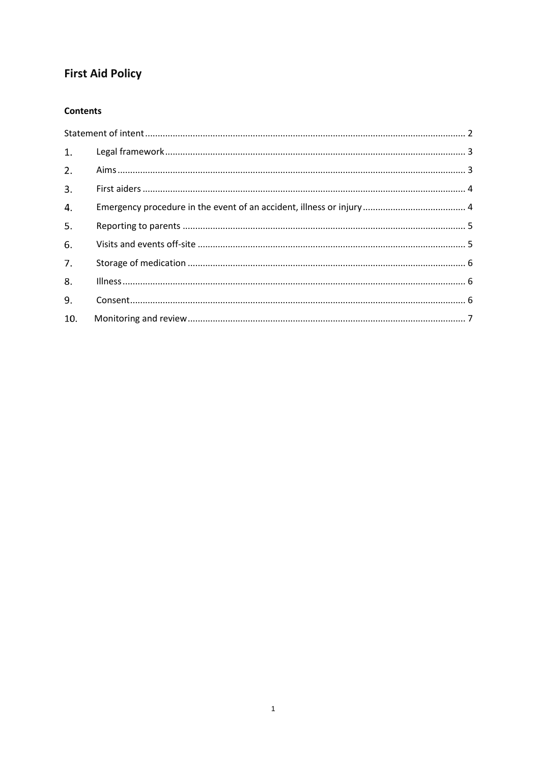# First Aid Policy

**Contents**

Statement of intent ........................................................................ 2

1. Legal framework ........................................................................ 3
2. Aims ........................................................................ 3
3. First aiders ........................................................................ 4
4. Emergency procedure in the event of an accident, illness or injury ........................................................................ 4
5. Reporting to parents ........................................................................ 5
6. Visits and events off-site ........................................................................ 5
7. Storage of medication ........................................................................ 6
8. Illness ........................................................................ 6
9. Consent ........................................................................ 6
10. Monitoring and review ........................................................................ 7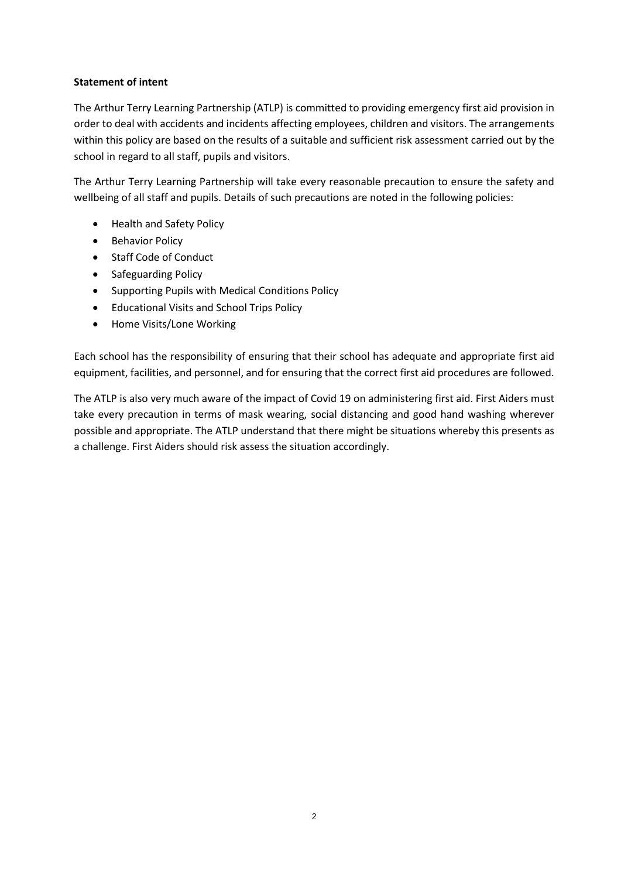**Statement of intent**

The Arthur Terry Learning Partnership (ATLP) is committed to providing emergency first aid provision in order to deal with accidents and incidents affecting employees, children and visitors. The arrangements within this policy are based on the results of a suitable and sufficient risk assessment carried out by the school in regard to all staff, pupils and visitors.

The Arthur Terry Learning Partnership will take every reasonable precaution to ensure the safety and wellbeing of all staff and pupils. Details of such precautions are noted in the following policies:

- Health and Safety Policy
- Behavior Policy
- Staff Code of Conduct
- Safeguarding Policy
- Supporting Pupils with Medical Conditions Policy
- Educational Visits and School Trips Policy
- Home Visits/Lone Working

Each school has the responsibility of ensuring that their school has adequate and appropriate first aid equipment, facilities, and personnel, and for ensuring that the correct first aid procedures are followed.

The ATLP is also very much aware of the impact of Covid 19 on administering first aid. First Aiders must take every precaution in terms of mask wearing, social distancing and good hand washing wherever possible and appropriate. The ATLP understand that there might be situations whereby this presents as a challenge. First Aiders should risk assess the situation accordingly.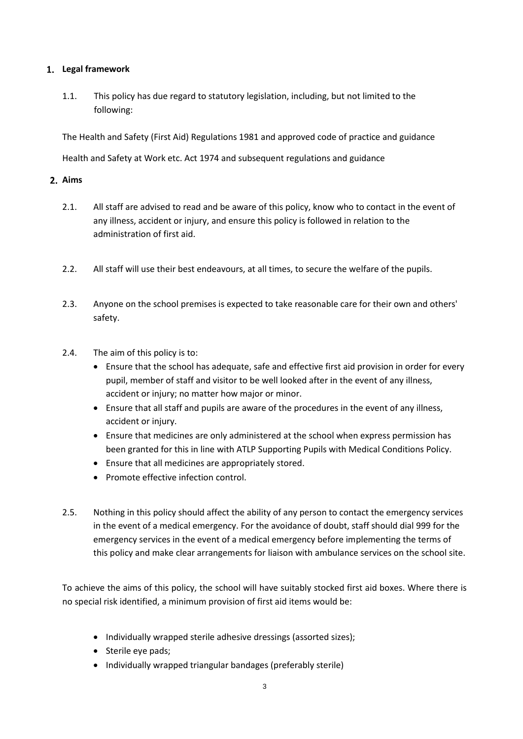## 1. Legal framework

1.1. This policy has due regard to statutory legislation, including, but not limited to the following:

The Health and Safety (First Aid) Regulations 1981 and approved code of practice and guidance

Health and Safety at Work etc. Act 1974 and subsequent regulations and guidance

## 2. Aims

2.1. All staff are advised to read and be aware of this policy, know who to contact in the event of any illness, accident or injury, and ensure this policy is followed in relation to the administration of first aid.

2.2. All staff will use their best endeavours, at all times, to secure the welfare of the pupils.

2.3. Anyone on the school premises is expected to take reasonable care for their own and others' safety.

2.4. The aim of this policy is to:

- Ensure that the school has adequate, safe and effective first aid provision in order for every pupil, member of staff and visitor to be well looked after in the event of any illness, accident or injury; no matter how major or minor.
- Ensure that all staff and pupils are aware of the procedures in the event of any illness, accident or injury.
- Ensure that medicines are only administered at the school when express permission has been granted for this in line with ATLP Supporting Pupils with Medical Conditions Policy.
- Ensure that all medicines are appropriately stored.
- Promote effective infection control.

2.5. Nothing in this policy should affect the ability of any person to contact the emergency services in the event of a medical emergency. For the avoidance of doubt, staff should dial 999 for the emergency services in the event of a medical emergency before implementing the terms of this policy and make clear arrangements for liaison with ambulance services on the school site.

To achieve the aims of this policy, the school will have suitably stocked first aid boxes. Where there is no special risk identified, a minimum provision of first aid items would be:

- Individually wrapped sterile adhesive dressings (assorted sizes);
- Sterile eye pads;
- Individually wrapped triangular bandages (preferably sterile)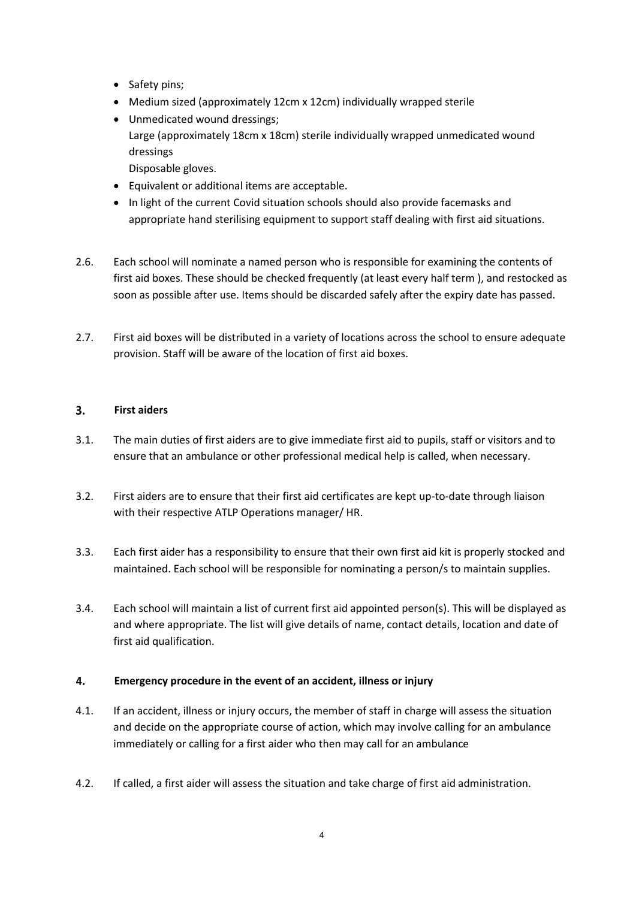- Safety pins;
- Medium sized (approximately 12cm x 12cm) individually wrapped sterile
- Unmedicated wound dressings;  
  Large (approximately 18cm x 18cm) sterile individually wrapped unmedicated wound dressings  
  Disposable gloves.
- Equivalent or additional items are acceptable.
- In light of the current Covid situation schools should also provide facemasks and appropriate hand sterilising equipment to support staff dealing with first aid situations.

2.6. Each school will nominate a named person who is responsible for examining the contents of first aid boxes. These should be checked frequently (at least every half term ), and restocked as soon as possible after use. Items should be discarded safely after the expiry date has passed.

2.7. First aid boxes will be distributed in a variety of locations across the school to ensure adequate provision. Staff will be aware of the location of first aid boxes.

## 3. First aiders

3.1. The main duties of first aiders are to give immediate first aid to pupils, staff or visitors and to ensure that an ambulance or other professional medical help is called, when necessary.

3.2. First aiders are to ensure that their first aid certificates are kept up-to-date through liaison with their respective ATLP Operations manager/ HR.

3.3. Each first aider has a responsibility to ensure that their own first aid kit is properly stocked and maintained. Each school will be responsible for nominating a person/s to maintain supplies.

3.4. Each school will maintain a list of current first aid appointed person(s). This will be displayed as and where appropriate. The list will give details of name, contact details, location and date of first aid qualification.

## 4. Emergency procedure in the event of an accident, illness or injury

4.1. If an accident, illness or injury occurs, the member of staff in charge will assess the situation and decide on the appropriate course of action, which may involve calling for an ambulance immediately or calling for a first aider who then may call for an ambulance

4.2. If called, a first aider will assess the situation and take charge of first aid administration.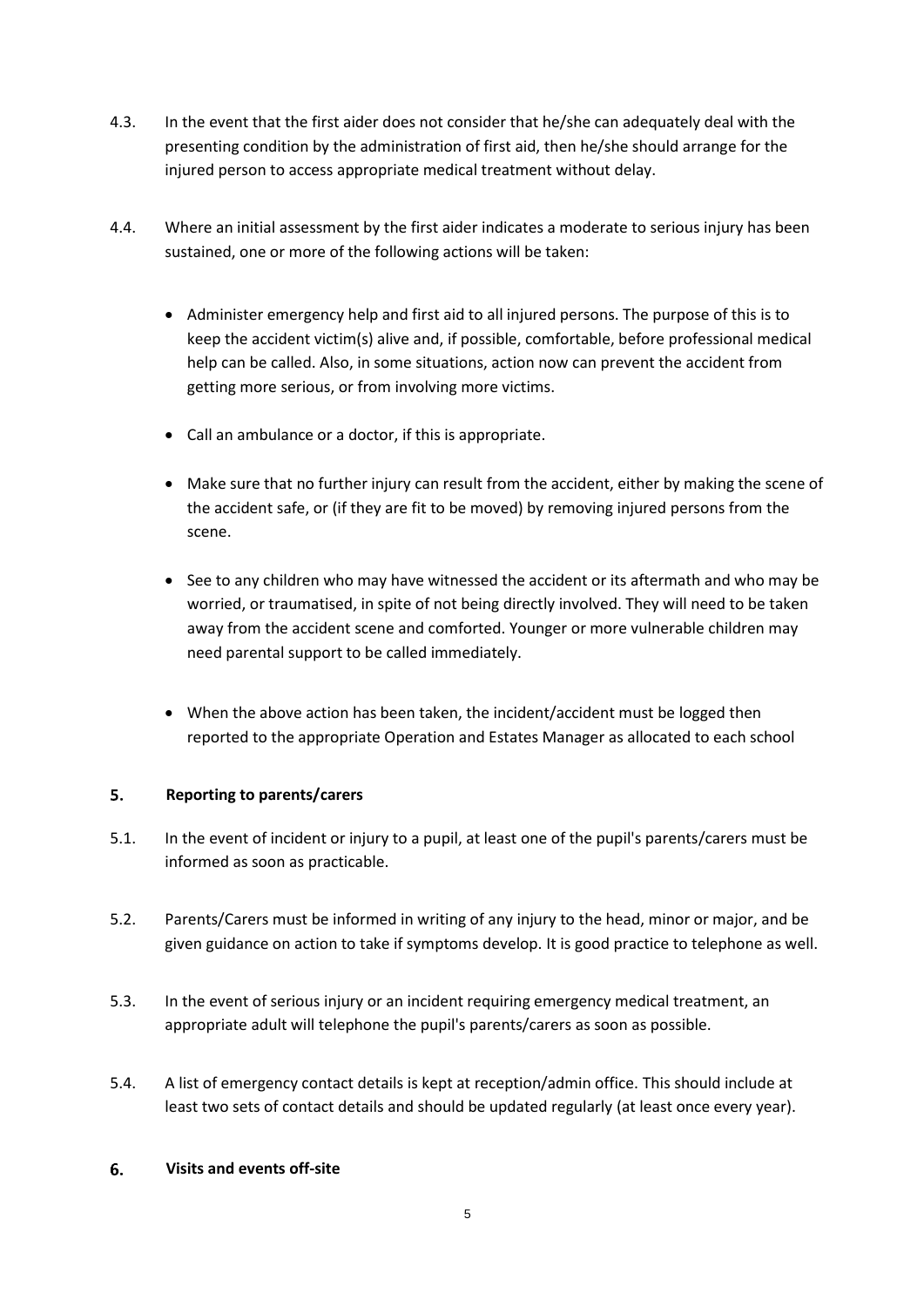4.3. In the event that the first aider does not consider that he/she can adequately deal with the presenting condition by the administration of first aid, then he/she should arrange for the injured person to access appropriate medical treatment without delay.

4.4. Where an initial assessment by the first aider indicates a moderate to serious injury has been sustained, one or more of the following actions will be taken:

- Administer emergency help and first aid to all injured persons. The purpose of this is to keep the accident victim(s) alive and, if possible, comfortable, before professional medical help can be called. Also, in some situations, action now can prevent the accident from getting more serious, or from involving more victims.
- Call an ambulance or a doctor, if this is appropriate.
- Make sure that no further injury can result from the accident, either by making the scene of the accident safe, or (if they are fit to be moved) by removing injured persons from the scene.
- See to any children who may have witnessed the accident or its aftermath and who may be worried, or traumatised, in spite of not being directly involved. They will need to be taken away from the accident scene and comforted. Younger or more vulnerable children may need parental support to be called immediately.
- When the above action has been taken, the incident/accident must be logged then reported to the appropriate Operation and Estates Manager as allocated to each school

## 5. Reporting to parents/carers

5.1. In the event of incident or injury to a pupil, at least one of the pupil's parents/carers must be informed as soon as practicable.

5.2. Parents/Carers must be informed in writing of any injury to the head, minor or major, and be given guidance on action to take if symptoms develop. It is good practice to telephone as well.

5.3. In the event of serious injury or an incident requiring emergency medical treatment, an appropriate adult will telephone the pupil's parents/carers as soon as possible.

5.4. A list of emergency contact details is kept at reception/admin office. This should include at least two sets of contact details and should be updated regularly (at least once every year).

## 6. Visits and events off-site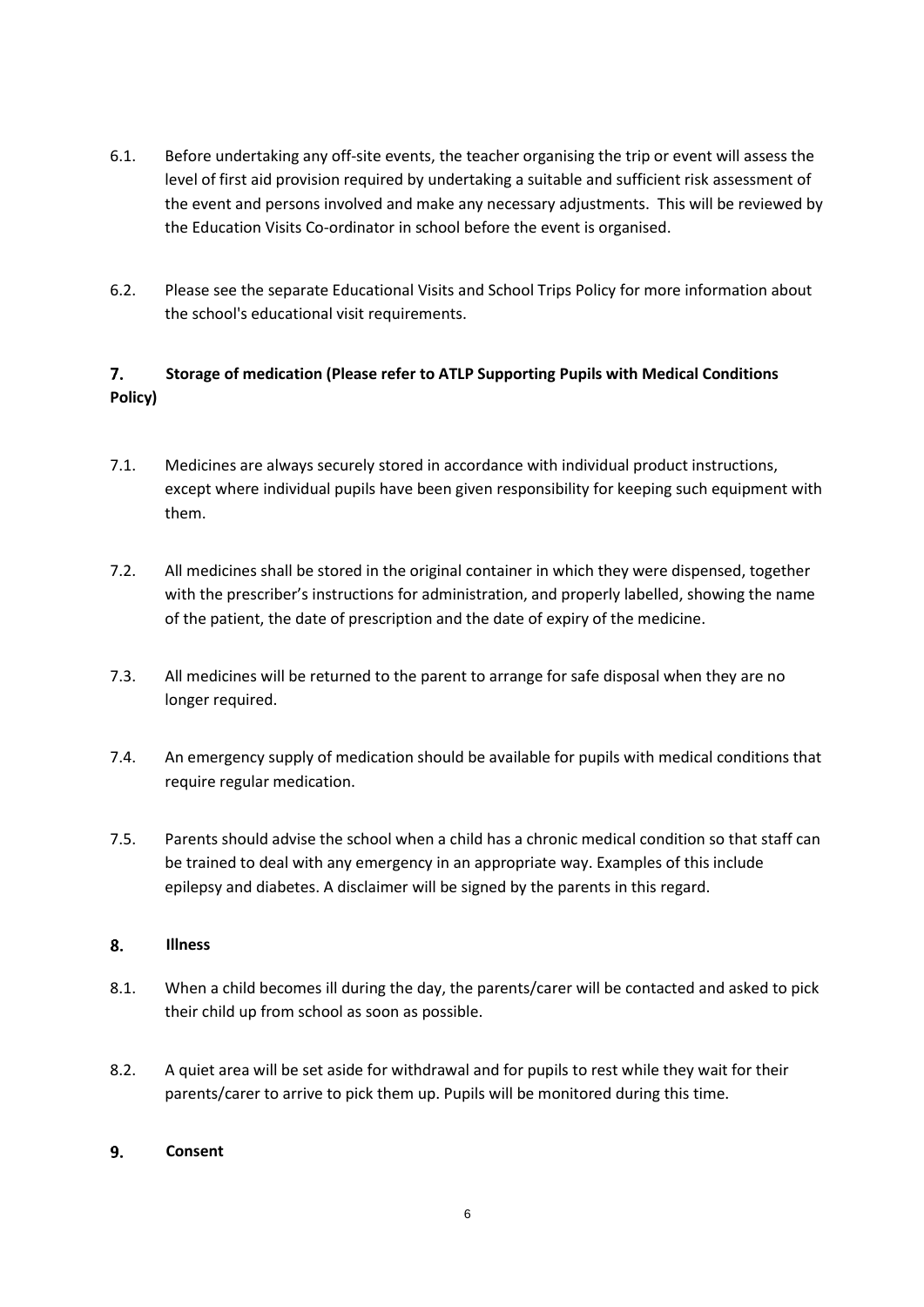6.1. Before undertaking any off-site events, the teacher organising the trip or event will assess the level of first aid provision required by undertaking a suitable and sufficient risk assessment of the event and persons involved and make any necessary adjustments. This will be reviewed by the Education Visits Co-ordinator in school before the event is organised.

6.2. Please see the separate Educational Visits and School Trips Policy for more information about the school's educational visit requirements.

## 7. Storage of medication (Please refer to ATLP Supporting Pupils with Medical Conditions Policy)

7.1. Medicines are always securely stored in accordance with individual product instructions, except where individual pupils have been given responsibility for keeping such equipment with them.

7.2. All medicines shall be stored in the original container in which they were dispensed, together with the prescriber's instructions for administration, and properly labelled, showing the name of the patient, the date of prescription and the date of expiry of the medicine.

7.3. All medicines will be returned to the parent to arrange for safe disposal when they are no longer required.

7.4. An emergency supply of medication should be available for pupils with medical conditions that require regular medication.

7.5. Parents should advise the school when a child has a chronic medical condition so that staff can be trained to deal with any emergency in an appropriate way. Examples of this include epilepsy and diabetes. A disclaimer will be signed by the parents in this regard.

## 8. Illness

8.1. When a child becomes ill during the day, the parents/carer will be contacted and asked to pick their child up from school as soon as possible.

8.2. A quiet area will be set aside for withdrawal and for pupils to rest while they wait for their parents/carer to arrive to pick them up. Pupils will be monitored during this time.

## 9. Consent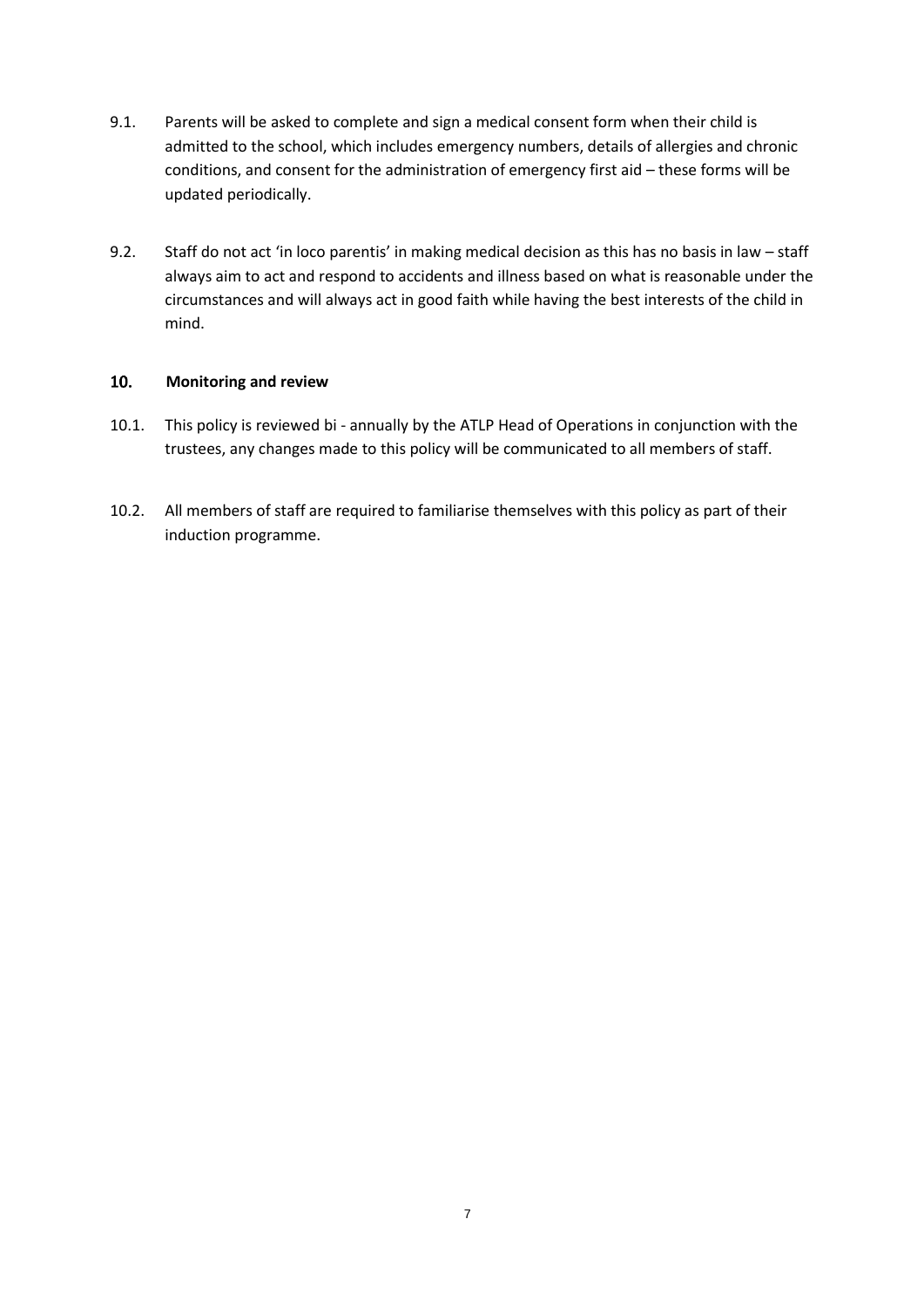9.1. Parents will be asked to complete and sign a medical consent form when their child is admitted to the school, which includes emergency numbers, details of allergies and chronic conditions, and consent for the administration of emergency first aid – these forms will be updated periodically.

9.2. Staff do not act 'in loco parentis' in making medical decision as this has no basis in law – staff always aim to act and respond to accidents and illness based on what is reasonable under the circumstances and will always act in good faith while having the best interests of the child in mind.

## 10. Monitoring and review

10.1. This policy is reviewed bi - annually by the ATLP Head of Operations in conjunction with the trustees, any changes made to this policy will be communicated to all members of staff.

10.2. All members of staff are required to familiarise themselves with this policy as part of their induction programme.